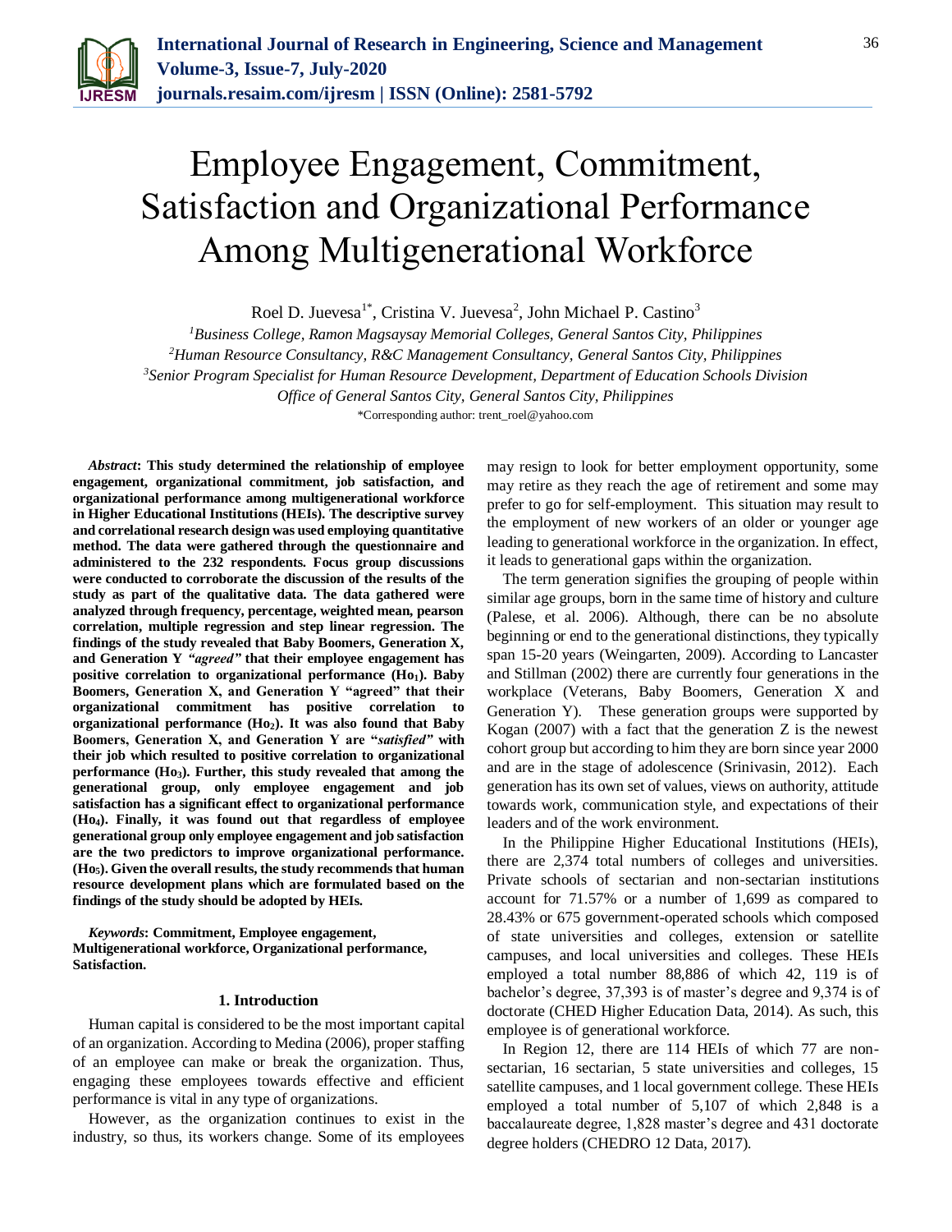# Employee Engagement, Commitment, Satisfaction and Organizational Performance Among Multigenerational Workforce

Roel D. Juevesa[1*], Cristina V. Juevesa[2], John Michael P. Castino[3]

[1]*Business College, Ramon Magsaysay Memorial Colleges, General Santos City, Philippines*

[2]*Human Resource Consultancy, R&C Management Consultancy, General Santos City, Philippines*

[3]*Senior Program Specialist for Human Resource Development, Department of Education Schools Division Office of General Santos City, General Santos City, Philippines*

*Corresponding author: trent_roel@yahoo.com

***Abstract*: This study determined the relationship of employee engagement, organizational commitment, job satisfaction, and organizational performance among multigenerational workforce in Higher Educational Institutions (HEIs). The descriptive survey and correlational research design was used employing quantitative method. The data were gathered through the questionnaire and administered to the 232 respondents. Focus group discussions were conducted to corroborate the discussion of the results of the study as part of the qualitative data. The data gathered were analyzed through frequency, percentage, weighted mean, pearson correlation, multiple regression and step linear regression. The findings of the study revealed that Baby Boomers, Generation X, and Generation Y *"agreed"* that their employee engagement has positive correlation to organizational performance ($Ho_1$). Baby Boomers, Generation X, and Generation Y "agreed" that their organizational commitment has positive correlation to organizational performance ($Ho_2$). It was also found that Baby Boomers, Generation X, and Generation Y are "*satisfied*" with their job which resulted to positive correlation to organizational performance ($Ho_3$). Further, this study revealed that among the generational group, only employee engagement and job satisfaction has a significant effect to organizational performance ($Ho_4$). Finally, it was found out that regardless of employee generational group only employee engagement and job satisfaction are the two predictors to improve organizational performance. ($Ho_5$). Given the overall results, the study recommends that human resource development plans which are formulated based on the findings of the study should be adopted by HEIs.**

***Keywords*: Commitment, Employee engagement, Multigenerational workforce, Organizational performance, Satisfaction.**

## 1. Introduction

Human capital is considered to be the most important capital of an organization. According to Medina (2006), proper staffing of an employee can make or break the organization. Thus, engaging these employees towards effective and efficient performance is vital in any type of organizations.

However, as the organization continues to exist in the industry, so thus, its workers change. Some of its employees may resign to look for better employment opportunity, some may retire as they reach the age of retirement and some may prefer to go for self-employment. This situation may result to the employment of new workers of an older or younger age leading to generational workforce in the organization. In effect, it leads to generational gaps within the organization.

The term generation signifies the grouping of people within similar age groups, born in the same time of history and culture (Palese, et al. 2006). Although, there can be no absolute beginning or end to the generational distinctions, they typically span 15-20 years (Weingarten, 2009). According to Lancaster and Stillman (2002) there are currently four generations in the workplace (Veterans, Baby Boomers, Generation X and Generation Y). These generation groups were supported by Kogan (2007) with a fact that the generation Z is the newest cohort group but according to him they are born since year 2000 and are in the stage of adolescence (Srinivasin, 2012). Each generation has its own set of values, views on authority, attitude towards work, communication style, and expectations of their leaders and of the work environment.

In the Philippine Higher Educational Institutions (HEIs), there are 2,374 total numbers of colleges and universities. Private schools of sectarian and non-sectarian institutions account for 71.57% or a number of 1,699 as compared to 28.43% or 675 government-operated schools which composed of state universities and colleges, extension or satellite campuses, and local universities and colleges. These HEIs employed a total number 88,886 of which 42, 119 is of bachelor's degree, 37,393 is of master's degree and 9,374 is of doctorate (CHED Higher Education Data, 2014). As such, this employee is of generational workforce.

In Region 12, there are 114 HEIs of which 77 are non-sectarian, 16 sectarian, 5 state universities and colleges, 15 satellite campuses, and 1 local government college. These HEIs employed a total number of 5,107 of which 2,848 is a baccalaureate degree, 1,828 master's degree and 431 doctorate degree holders (CHEDRO 12 Data, 2017).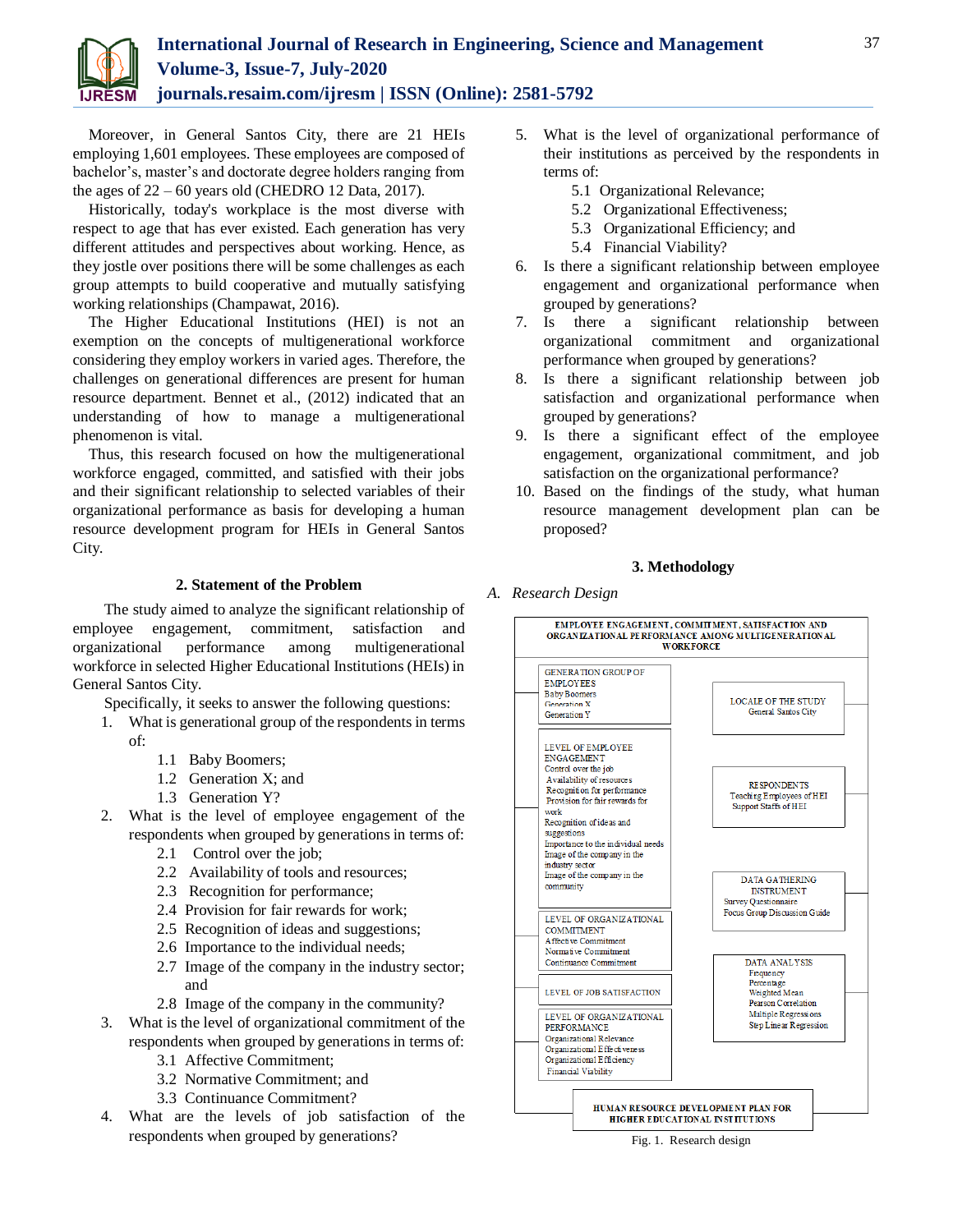Moreover, in General Santos City, there are 21 HEIs employing 1,601 employees. These employees are composed of bachelor's, master's and doctorate degree holders ranging from the ages of 22 – 60 years old (CHEDRO 12 Data, 2017).

Historically, today's workplace is the most diverse with respect to age that has ever existed. Each generation has very different attitudes and perspectives about working. Hence, as they jostle over positions there will be some challenges as each group attempts to build cooperative and mutually satisfying working relationships (Champawat, 2016).

The Higher Educational Institutions (HEI) is not an exemption on the concepts of multigenerational workforce considering they employ workers in varied ages. Therefore, the challenges on generational differences are present for human resource department. Bennet et al., (2012) indicated that an understanding of how to manage a multigenerational phenomenon is vital.

Thus, this research focused on how the multigenerational workforce engaged, committed, and satisfied with their jobs and their significant relationship to selected variables of their organizational performance as basis for developing a human resource development program for HEIs in General Santos City.

## 2. Statement of the Problem

The study aimed to analyze the significant relationship of employee engagement, commitment, satisfaction and organizational performance among multigenerational workforce in selected Higher Educational Institutions (HEIs) in General Santos City.

Specifically, it seeks to answer the following questions:

1. What is generational group of the respondents in terms of:
    - 1.1 Baby Boomers;
    - 1.2 Generation X; and
    - 1.3 Generation Y?
2. What is the level of employee engagement of the respondents when grouped by generations in terms of:
    - 2.1 Control over the job;
    - 2.2 Availability of tools and resources;
    - 2.3 Recognition for performance;
    - 2.4 Provision for fair rewards for work;
    - 2.5 Recognition of ideas and suggestions;
    - 2.6 Importance to the individual needs;
    - 2.7 Image of the company in the industry sector; and
    - 2.8 Image of the company in the community?
3. What is the level of organizational commitment of the respondents when grouped by generations in terms of:
    - 3.1 Affective Commitment;
    - 3.2 Normative Commitment; and
    - 3.3 Continuance Commitment?
4. What are the levels of job satisfaction of the respondents when grouped by generations?
5. What is the level of organizational performance of their institutions as perceived by the respondents in terms of:
    - 5.1 Organizational Relevance;
    - 5.2 Organizational Effectiveness;
    - 5.3 Organizational Efficiency; and
    - 5.4 Financial Viability?
6. Is there a significant relationship between employee engagement and organizational performance when grouped by generations?
7. Is there a significant relationship between organizational commitment and organizational performance when grouped by generations?
8. Is there a significant relationship between job satisfaction and organizational performance when grouped by generations?
9. Is there a significant effect of the employee engagement, organizational commitment, and job satisfaction on the organizational performance?
10. Based on the findings of the study, what human resource management development plan can be proposed?

## 3. Methodology

### A. Research Design

EMPLOYEE ENGAGEMENT, COMMITMENT, SATISFACTION AND ORGANIZATIONAL PERFORMANCE AMONG MULTIGENERATIONAL WORKFORCE

GENERATION GROUP OF EMPLOYEES
Baby Boomers
Generation X
Generation Y

LEVEL OF EMPLOYEE ENGAGEMENT
Control over the job
Availability of resources
Recognition for performance
Provision for fair rewards for work
Recognition of ideas and suggestions
Importance to the individual needs
Image of the company in the industry sector
Image of the company in the community

LEVEL OF ORGANIZATIONAL COMMITMENT
Affective Commitment
Normative Commitment
Continuance Commitment

LEVEL OF JOB SATISFACTION

LEVEL OF ORGANIZATIONAL PERFORMANCE
Organizational Relevance
Organizational Effectiveness
Organizational Efficiency
Financial Viability

LOCALE OF THE STUDY
General Santos City

RESPONDENTS
Teaching Employees of HEI
Support Staffs of HEI

DATA GATHERING INSTRUMENT
Survey Questionnaire
Focus Group Discussion Guide

DATA ANALYSIS
Frequency
Percentage
Weighted Mean
Pearson Correlation
Multiple Regressions
Step Linear Regression

HUMAN RESOURCE DEVELOPMENT PLAN FOR HIGHER EDUCATIONAL INSTITUTIONS

Fig. 1. Research design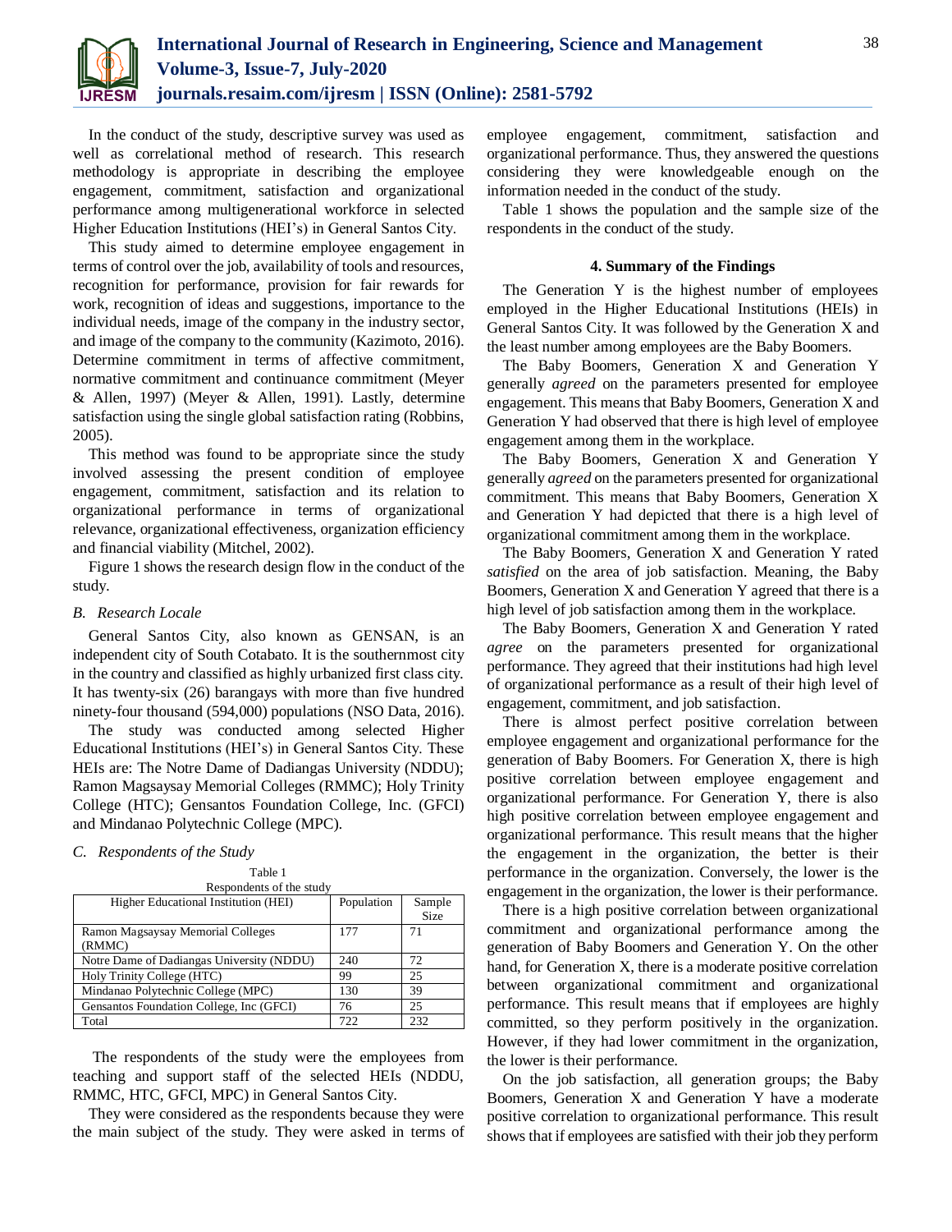In the conduct of the study, descriptive survey was used as well as correlational method of research. This research methodology is appropriate in describing the employee engagement, commitment, satisfaction and organizational performance among multigenerational workforce in selected Higher Education Institutions (HEI's) in General Santos City.

This study aimed to determine employee engagement in terms of control over the job, availability of tools and resources, recognition for performance, provision for fair rewards for work, recognition of ideas and suggestions, importance to the individual needs, image of the company in the industry sector, and image of the company to the community (Kazimoto, 2016). Determine commitment in terms of affective commitment, normative commitment and continuance commitment (Meyer & Allen, 1997) (Meyer & Allen, 1991). Lastly, determine satisfaction using the single global satisfaction rating (Robbins, 2005).

This method was found to be appropriate since the study involved assessing the present condition of employee engagement, commitment, satisfaction and its relation to organizational performance in terms of organizational relevance, organizational effectiveness, organization efficiency and financial viability (Mitchel, 2002).

Figure 1 shows the research design flow in the conduct of the study.

### *B. Research Locale*

General Santos City, also known as GENSAN, is an independent city of South Cotabato. It is the southernmost city in the country and classified as highly urbanized first class city. It has twenty-six (26) barangays with more than five hundred ninety-four thousand (594,000) populations (NSO Data, 2016).

The study was conducted among selected Higher Educational Institutions (HEI's) in General Santos City. These HEIs are: The Notre Dame of Dadiangas University (NDDU); Ramon Magsaysay Memorial Colleges (RMMC); Holy Trinity College (HTC); Gensantos Foundation College, Inc. (GFCI) and Mindanao Polytechnic College (MPC).

### *C. Respondents of the Study*

Table 1
Respondents of the study

| Higher Educational Institution (HEI) | Population | Sample Size |
|---|---|---|
| Ramon Magsaysay Memorial Colleges (RMMC) | 177 | 71 |
| Notre Dame of Dadiangas University (NDDU) | 240 | 72 |
| Holy Trinity College (HTC) | 99 | 25 |
| Mindanao Polytechnic College (MPC) | 130 | 39 |
| Gensantos Foundation College, Inc (GFCI) | 76 | 25 |
| Total | 722 | 232 |

The respondents of the study were the employees from teaching and support staff of the selected HEIs (NDDU, RMMC, HTC, GFCI, MPC) in General Santos City.

They were considered as the respondents because they were the main subject of the study. They were asked in terms of employee engagement, commitment, satisfaction and organizational performance. Thus, they answered the questions considering they were knowledgeable enough on the information needed in the conduct of the study.

Table 1 shows the population and the sample size of the respondents in the conduct of the study.

## 4. Summary of the Findings

The Generation Y is the highest number of employees employed in the Higher Educational Institutions (HEIs) in General Santos City. It was followed by the Generation X and the least number among employees are the Baby Boomers.

The Baby Boomers, Generation X and Generation Y generally *agreed* on the parameters presented for employee engagement. This means that Baby Boomers, Generation X and Generation Y had observed that there is high level of employee engagement among them in the workplace.

The Baby Boomers, Generation X and Generation Y generally *agreed* on the parameters presented for organizational commitment. This means that Baby Boomers, Generation X and Generation Y had depicted that there is a high level of organizational commitment among them in the workplace.

The Baby Boomers, Generation X and Generation Y rated *satisfied* on the area of job satisfaction. Meaning, the Baby Boomers, Generation X and Generation Y agreed that there is a high level of job satisfaction among them in the workplace.

The Baby Boomers, Generation X and Generation Y rated *agree* on the parameters presented for organizational performance. They agreed that their institutions had high level of organizational performance as a result of their high level of engagement, commitment, and job satisfaction.

There is almost perfect positive correlation between employee engagement and organizational performance for the generation of Baby Boomers. For Generation X, there is high positive correlation between employee engagement and organizational performance. For Generation Y, there is also high positive correlation between employee engagement and organizational performance. This result means that the higher the engagement in the organization, the better is their performance in the organization. Conversely, the lower is the engagement in the organization, the lower is their performance.

There is a high positive correlation between organizational commitment and organizational performance among the generation of Baby Boomers and Generation Y. On the other hand, for Generation X, there is a moderate positive correlation between organizational commitment and organizational performance. This result means that if employees are highly committed, so they perform positively in the organization. However, if they had lower commitment in the organization, the lower is their performance.

On the job satisfaction, all generation groups; the Baby Boomers, Generation X and Generation Y have a moderate positive correlation to organizational performance. This result shows that if employees are satisfied with their job they perform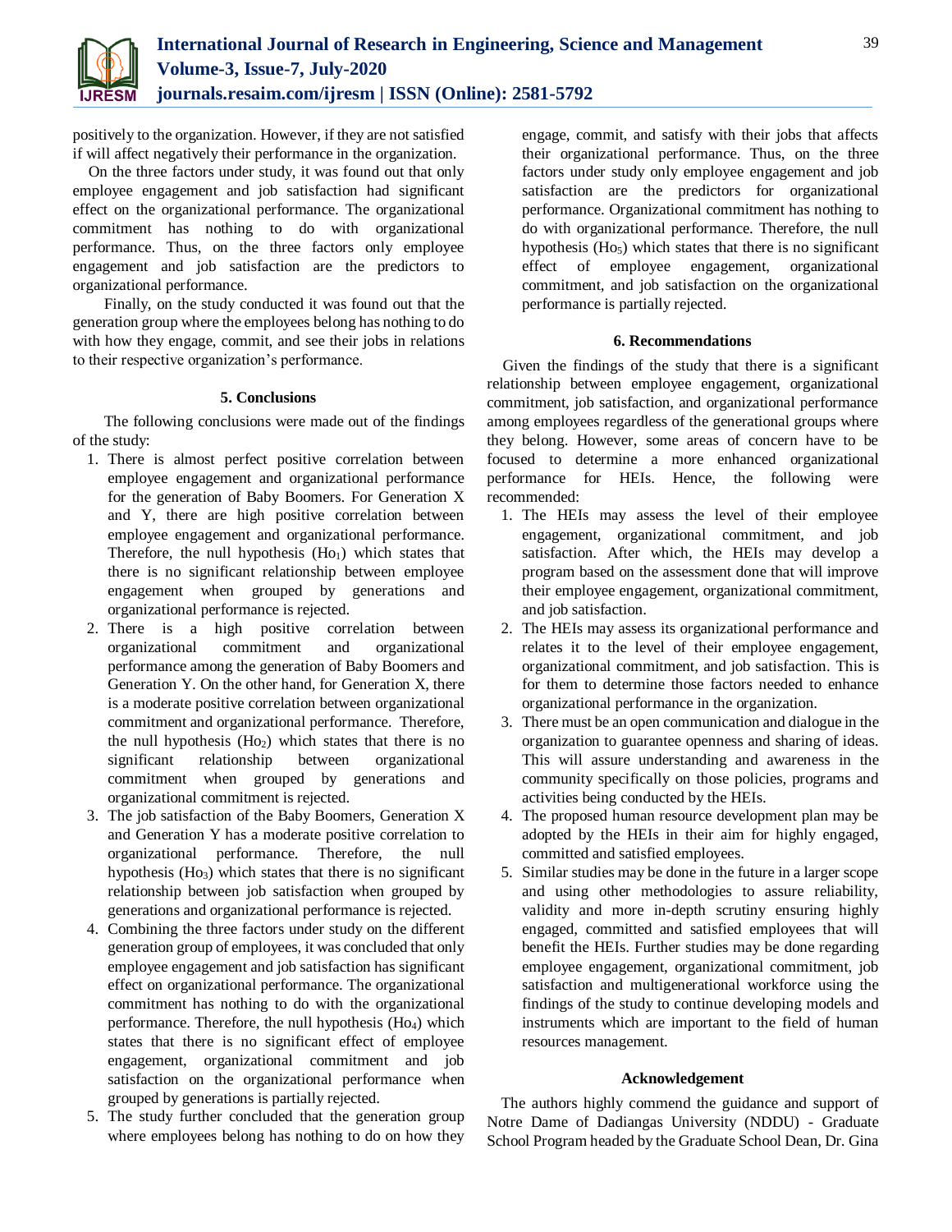positively to the organization. However, if they are not satisfied if will affect negatively their performance in the organization.

On the three factors under study, it was found out that only employee engagement and job satisfaction had significant effect on the organizational performance. The organizational commitment has nothing to do with organizational performance. Thus, on the three factors only employee engagement and job satisfaction are the predictors to organizational performance.

Finally, on the study conducted it was found out that the generation group where the employees belong has nothing to do with how they engage, commit, and see their jobs in relations to their respective organization's performance.

## 5. Conclusions

The following conclusions were made out of the findings of the study:

1. There is almost perfect positive correlation between employee engagement and organizational performance for the generation of Baby Boomers. For Generation X and Y, there are high positive correlation between employee engagement and organizational performance. Therefore, the null hypothesis ($Ho_1$) which states that there is no significant relationship between employee engagement when grouped by generations and organizational performance is rejected.
2. There is a high positive correlation between organizational commitment and organizational performance among the generation of Baby Boomers and Generation Y. On the other hand, for Generation X, there is a moderate positive correlation between organizational commitment and organizational performance. Therefore, the null hypothesis ($Ho_2$) which states that there is no significant relationship between organizational commitment when grouped by generations and organizational commitment is rejected.
3. The job satisfaction of the Baby Boomers, Generation X and Generation Y has a moderate positive correlation to organizational performance. Therefore, the null hypothesis ($Ho_3$) which states that there is no significant relationship between job satisfaction when grouped by generations and organizational performance is rejected.
4. Combining the three factors under study on the different generation group of employees, it was concluded that only employee engagement and job satisfaction has significant effect on organizational performance. The organizational commitment has nothing to do with the organizational performance. Therefore, the null hypothesis ($Ho_4$) which states that there is no significant effect of employee engagement, organizational commitment and job satisfaction on the organizational performance when grouped by generations is partially rejected.
5. The study further concluded that the generation group where employees belong has nothing to do on how they engage, commit, and satisfy with their jobs that affects their organizational performance. Thus, on the three factors under study only employee engagement and job satisfaction are the predictors for organizational performance. Organizational commitment has nothing to do with organizational performance. Therefore, the null hypothesis ($Ho_5$) which states that there is no significant effect of employee engagement, organizational commitment, and job satisfaction on the organizational performance is partially rejected.

## 6. Recommendations

Given the findings of the study that there is a significant relationship between employee engagement, organizational commitment, job satisfaction, and organizational performance among employees regardless of the generational groups where they belong. However, some areas of concern have to be focused to determine a more enhanced organizational performance for HEIs. Hence, the following were recommended:

1. The HEIs may assess the level of their employee engagement, organizational commitment, and job satisfaction. After which, the HEIs may develop a program based on the assessment done that will improve their employee engagement, organizational commitment, and job satisfaction.
2. The HEIs may assess its organizational performance and relates it to the level of their employee engagement, organizational commitment, and job satisfaction. This is for them to determine those factors needed to enhance organizational performance in the organization.
3. There must be an open communication and dialogue in the organization to guarantee openness and sharing of ideas. This will assure understanding and awareness in the community specifically on those policies, programs and activities being conducted by the HEIs.
4. The proposed human resource development plan may be adopted by the HEIs in their aim for highly engaged, committed and satisfied employees.
5. Similar studies may be done in the future in a larger scope and using other methodologies to assure reliability, validity and more in-depth scrutiny ensuring highly engaged, committed and satisfied employees that will benefit the HEIs. Further studies may be done regarding employee engagement, organizational commitment, job satisfaction and multigenerational workforce using the findings of the study to continue developing models and instruments which are important to the field of human resources management.

## Acknowledgement

The authors highly commend the guidance and support of Notre Dame of Dadiangas University (NDDU) - Graduate School Program headed by the Graduate School Dean, Dr. Gina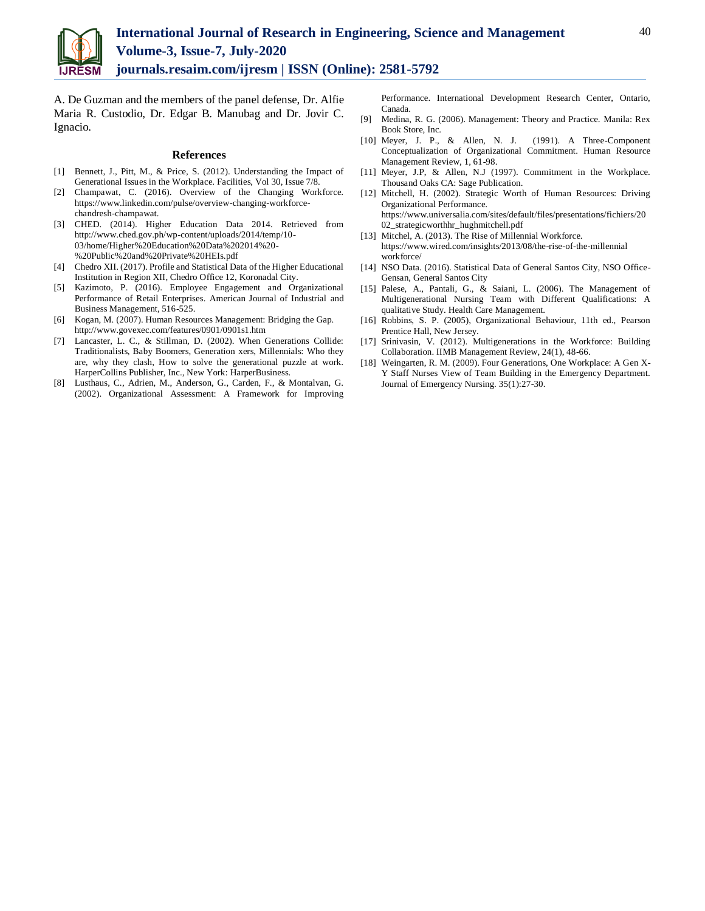A. De Guzman and the members of the panel defense, Dr. Alfie Maria R. Custodio, Dr. Edgar B. Manubag and Dr. Jovir C. Ignacio.

## References

[1] Bennett, J., Pitt, M., & Price, S. (2012). Understanding the Impact of Generational Issues in the Workplace. Facilities, Vol 30, Issue 7/8.

[2] Champawat, C. (2016). Overview of the Changing Workforce. https://www.linkedin.com/pulse/overview-changing-workforce-chandresh-champawat.

[3] CHED. (2014). Higher Education Data 2014. Retrieved from http://www.ched.gov.ph/wp-content/uploads/2014/temp/10-03/home/Higher%20Education%20Data%202014%20-%20Public%20and%20Private%20HEIs.pdf

[4] Chedro XII. (2017). Profile and Statistical Data of the Higher Educational Institution in Region XII, Chedro Office 12, Koronadal City.

[5] Kazimoto, P. (2016). Employee Engagement and Organizational Performance of Retail Enterprises. American Journal of Industrial and Business Management, 516-525.

[6] Kogan, M. (2007). Human Resources Management: Bridging the Gap. http://www.govexec.com/features/0901/0901s1.htm

[7] Lancaster, L. C., & Stillman, D. (2002). When Generations Collide: Traditionalists, Baby Boomers, Generation xers, Millennials: Who they are, why they clash, How to solve the generational puzzle at work. HarperCollins Publisher, Inc., New York: HarperBusiness.

[8] Lusthaus, C., Adrien, M., Anderson, G., Carden, F., & Montalvan, G. (2002). Organizational Assessment: A Framework for Improving Performance. International Development Research Center, Ontario, Canada.

[9] Medina, R. G. (2006). Management: Theory and Practice. Manila: Rex Book Store, Inc.

[10] Meyer, J. P., & Allen, N. J. (1991). A Three-Component Conceptualization of Organizational Commitment. Human Resource Management Review, 1, 61-98.

[11] Meyer, J.P, & Allen, N.J (1997). Commitment in the Workplace. Thousand Oaks CA: Sage Publication.

[12] Mitchell, H. (2002). Strategic Worth of Human Resources: Driving Organizational Performance. https://www.universalia.com/sites/default/files/presentations/fichiers/2002_strategicworthhr_hughmitchell.pdf

[13] Mitchel, A. (2013). The Rise of Millennial Workforce. https://www.wired.com/insights/2013/08/the-rise-of-the-millennial workforce/

[14] NSO Data. (2016). Statistical Data of General Santos City, NSO Office-Gensan, General Santos City

[15] Palese, A., Pantali, G., & Saiani, L. (2006). The Management of Multigenerational Nursing Team with Different Qualifications: A qualitative Study. Health Care Management.

[16] Robbins, S. P. (2005), Organizational Behaviour, 11th ed., Pearson Prentice Hall, New Jersey.

[17] Srinivasin, V. (2012). Multigenerations in the Workforce: Building Collaboration. IIMB Management Review, 24(1), 48-66.

[18] Weingarten, R. M. (2009). Four Generations, One Workplace: A Gen X-Y Staff Nurses View of Team Building in the Emergency Department. Journal of Emergency Nursing. 35(1):27-30.